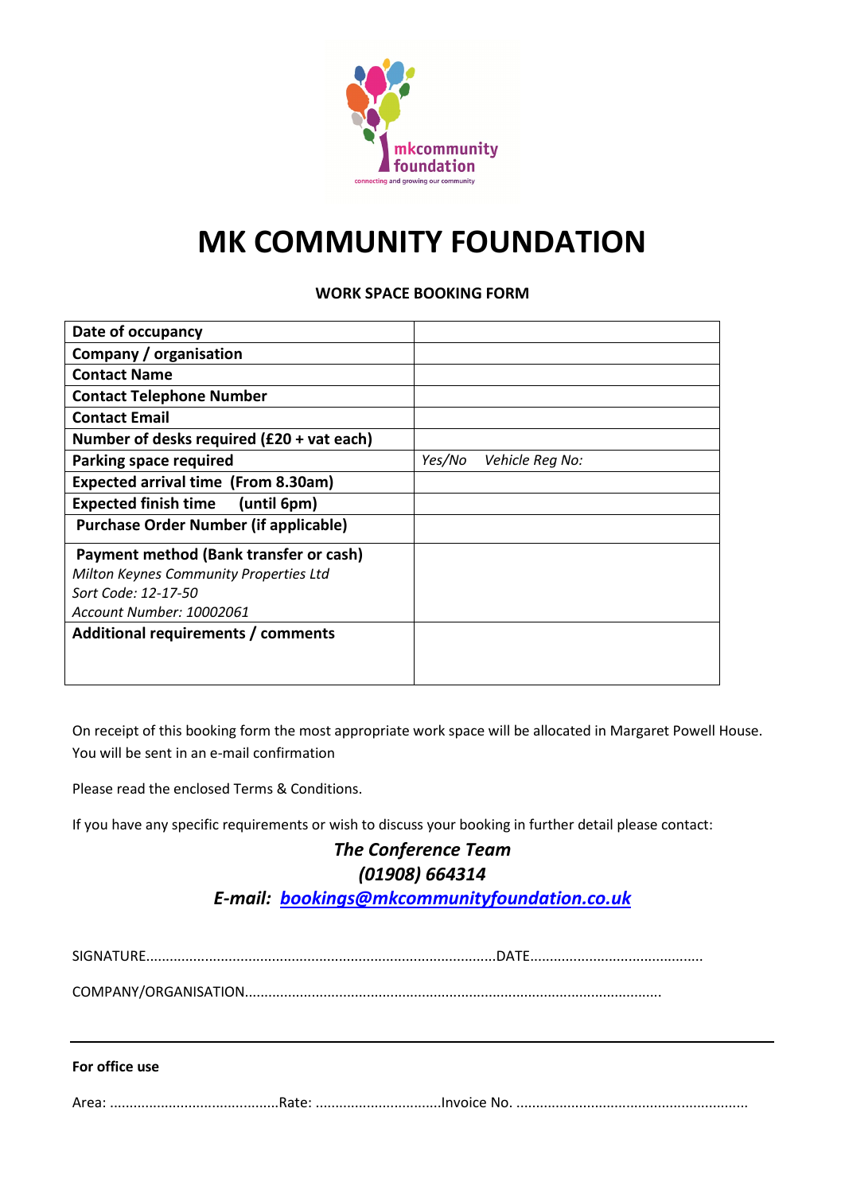mkcommunity foundation
connecting and growing our community

# MK COMMUNITY FOUNDATION

**WORK SPACE BOOKING FORM**

| | |
|---|---|
| **Date of occupancy** | |
| **Company / organisation** | |
| **Contact Name** | |
| **Contact Telephone Number** | |
| **Contact Email** | |
| **Number of desks required (£20 + vat each)** | |
| **Parking space required** | *Yes/No Vehicle Reg No:* |
| **Expected arrival time (From 8.30am)** | |
| **Expected finish time (until 6pm)** | |
| **Purchase Order Number (if applicable)** | |
| **Payment method (Bank transfer or cash)**<br>*Milton Keynes Community Properties Ltd*<br>*Sort Code: 12-17-50*<br>*Account Number: 10002061* | |
| **Additional requirements / comments** | |

On receipt of this booking form the most appropriate work space will be allocated in Margaret Powell House. You will be sent in an e-mail confirmation

Please read the enclosed Terms & Conditions.

If you have any specific requirements or wish to discuss your booking in further detail please contact:

***The Conference Team***
***(01908) 664314***
***E-mail: [bookings@mkcommunityfoundation.co.uk](mailto:bookings@mkcommunityfoundation.co.uk)***

SIGNATURE........................................................................................DATE...........................................

COMPANY/ORGANISATION........................................................................................................

---

**For office use**

Area: ..........................................Rate: ...............................Invoice No. ..........................................................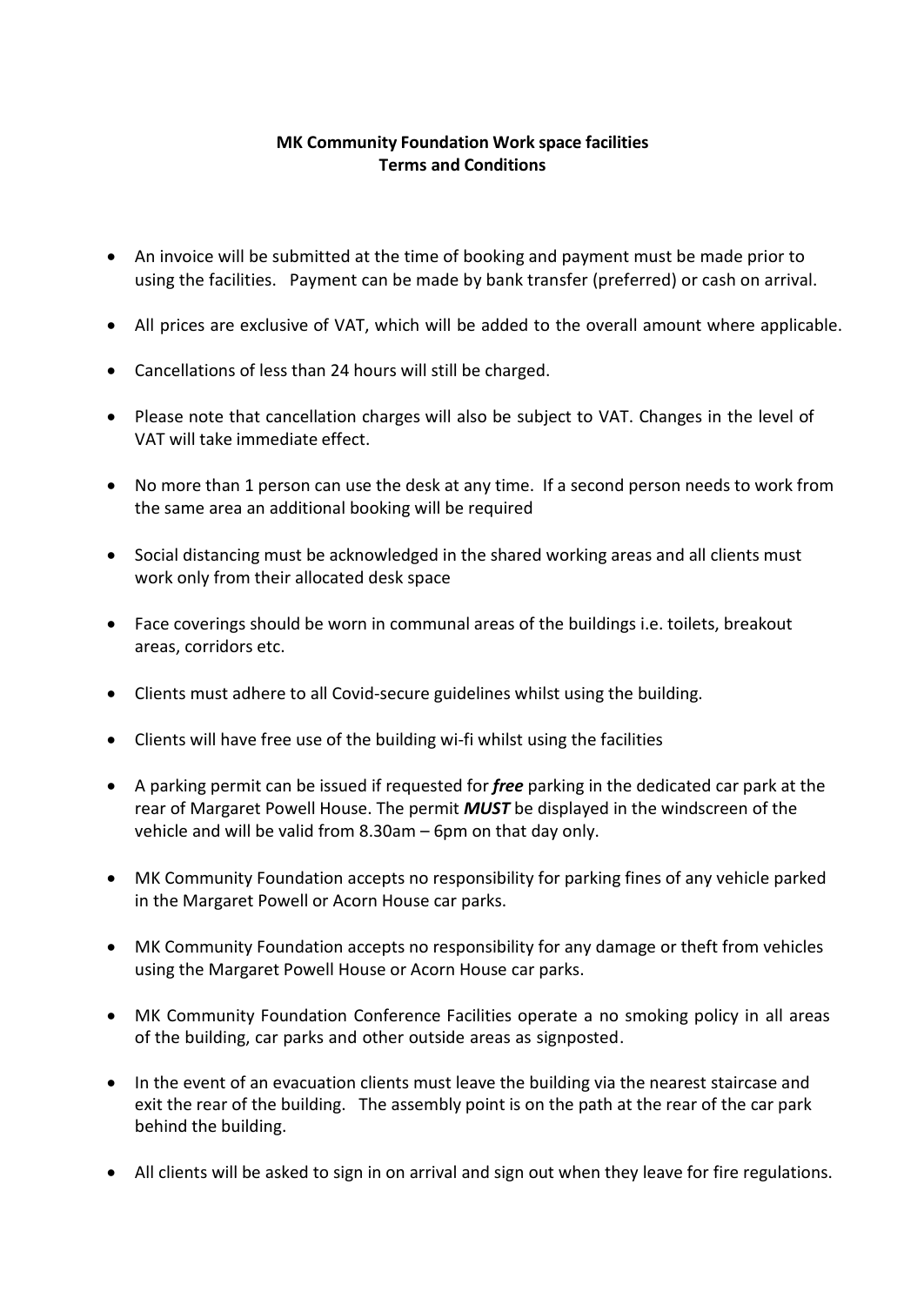**MK Community Foundation Work space facilities**
**Terms and Conditions**

- An invoice will be submitted at the time of booking and payment must be made prior to using the facilities. Payment can be made by bank transfer (preferred) or cash on arrival.
- All prices are exclusive of VAT, which will be added to the overall amount where applicable.
- Cancellations of less than 24 hours will still be charged.
- Please note that cancellation charges will also be subject to VAT. Changes in the level of VAT will take immediate effect.
- No more than 1 person can use the desk at any time. If a second person needs to work from the same area an additional booking will be required
- Social distancing must be acknowledged in the shared working areas and all clients must work only from their allocated desk space
- Face coverings should be worn in communal areas of the buildings i.e. toilets, breakout areas, corridors etc.
- Clients must adhere to all Covid-secure guidelines whilst using the building.
- Clients will have free use of the building wi-fi whilst using the facilities
- A parking permit can be issued if requested for ***free*** parking in the dedicated car park at the rear of Margaret Powell House. The permit ***MUST*** be displayed in the windscreen of the vehicle and will be valid from 8.30am – 6pm on that day only.
- MK Community Foundation accepts no responsibility for parking fines of any vehicle parked in the Margaret Powell or Acorn House car parks.
- MK Community Foundation accepts no responsibility for any damage or theft from vehicles using the Margaret Powell House or Acorn House car parks.
- MK Community Foundation Conference Facilities operate a no smoking policy in all areas of the building, car parks and other outside areas as signposted.
- In the event of an evacuation clients must leave the building via the nearest staircase and exit the rear of the building. The assembly point is on the path at the rear of the car park behind the building.
- All clients will be asked to sign in on arrival and sign out when they leave for fire regulations.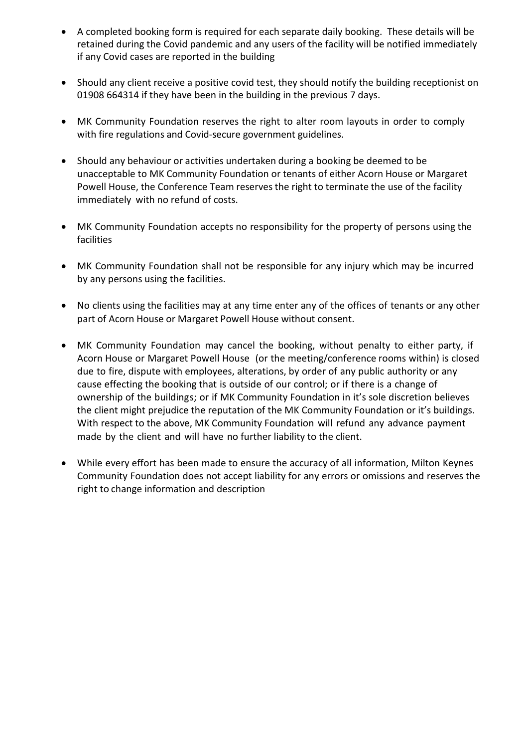- A completed booking form is required for each separate daily booking. These details will be retained during the Covid pandemic and any users of the facility will be notified immediately if any Covid cases are reported in the building

- Should any client receive a positive covid test, they should notify the building receptionist on 01908 664314 if they have been in the building in the previous 7 days.

- MK Community Foundation reserves the right to alter room layouts in order to comply with fire regulations and Covid-secure government guidelines.

- Should any behaviour or activities undertaken during a booking be deemed to be unacceptable to MK Community Foundation or tenants of either Acorn House or Margaret Powell House, the Conference Team reserves the right to terminate the use of the facility immediately with no refund of costs.

- MK Community Foundation accepts no responsibility for the property of persons using the facilities

- MK Community Foundation shall not be responsible for any injury which may be incurred by any persons using the facilities.

- No clients using the facilities may at any time enter any of the offices of tenants or any other part of Acorn House or Margaret Powell House without consent.

- MK Community Foundation may cancel the booking, without penalty to either party, if Acorn House or Margaret Powell House (or the meeting/conference rooms within) is closed due to fire, dispute with employees, alterations, by order of any public authority or any cause effecting the booking that is outside of our control; or if there is a change of ownership of the buildings; or if MK Community Foundation in it's sole discretion believes the client might prejudice the reputation of the MK Community Foundation or it's buildings. With respect to the above, MK Community Foundation will refund any advance payment made by the client and will have no further liability to the client.

- While every effort has been made to ensure the accuracy of all information, Milton Keynes Community Foundation does not accept liability for any errors or omissions and reserves the right to change information and description